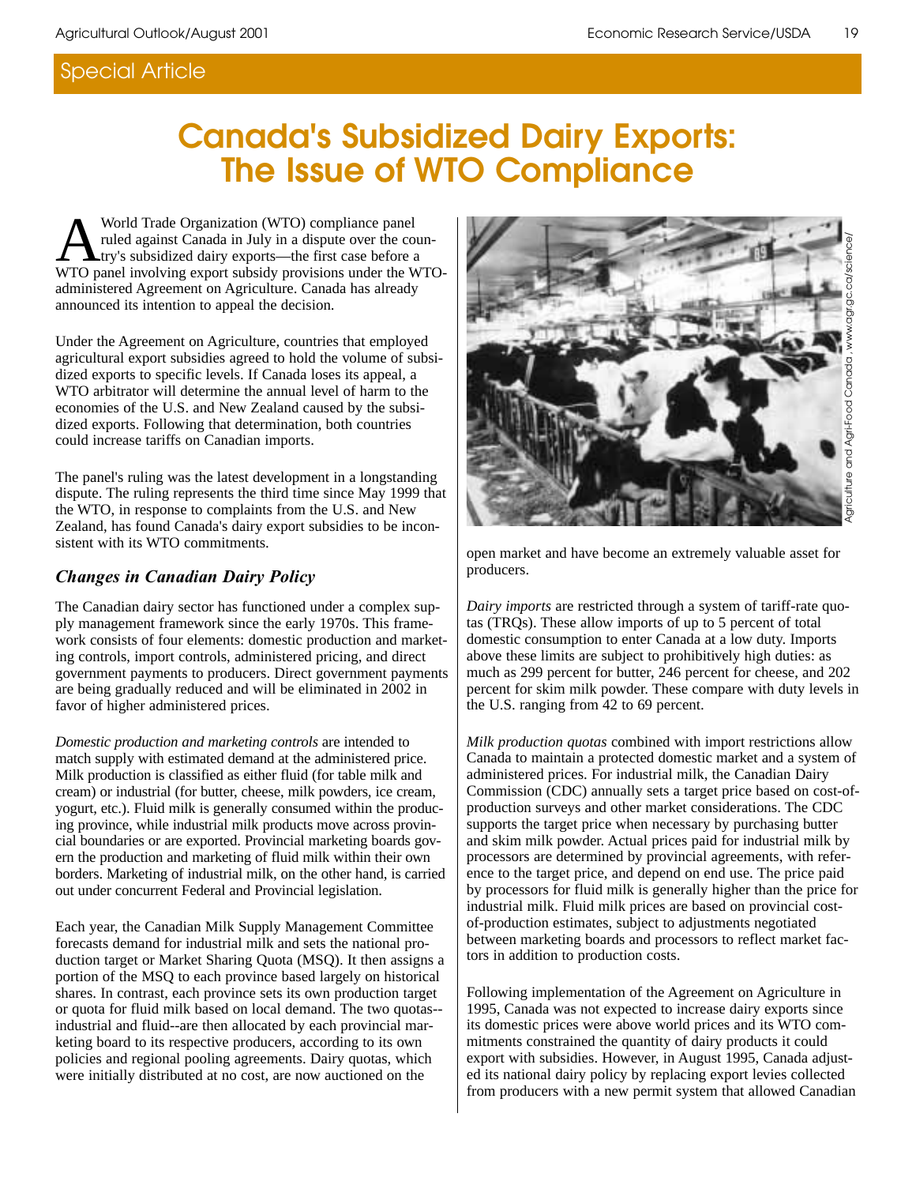Special Article

# Canada's Subsidized Dairy Exports: The Issue of WTO Compliance

A World Trade Organization (WTO) compliance panel ruled against Canada in July in a dispute over the country's subsidized dairy exports—the first case before a WTO panel involving export subsidy provisions under the WTO-administered Agreement on Agriculture. Canada has already announced its intention to appeal the decision.

Under the Agreement on Agriculture, countries that employed agricultural export subsidies agreed to hold the volume of subsidized exports to specific levels. If Canada loses its appeal, a WTO arbitrator will determine the annual level of harm to the economies of the U.S. and New Zealand caused by the subsidized exports. Following that determination, both countries could increase tariffs on Canadian imports.

The panel's ruling was the latest development in a longstanding dispute. The ruling represents the third time since May 1999 that the WTO, in response to complaints from the U.S. and New Zealand, has found Canada's dairy export subsidies to be inconsistent with its WTO commitments.

### *Changes in Canadian Dairy Policy*

The Canadian dairy sector has functioned under a complex supply management framework since the early 1970s. This framework consists of four elements: domestic production and marketing controls, import controls, administered pricing, and direct government payments to producers. Direct government payments are being gradually reduced and will be eliminated in 2002 in favor of higher administered prices.

*Domestic production and marketing controls* are intended to match supply with estimated demand at the administered price. Milk production is classified as either fluid (for table milk and cream) or industrial (for butter, cheese, milk powders, ice cream, yogurt, etc.). Fluid milk is generally consumed within the producing province, while industrial milk products move across provincial boundaries or are exported. Provincial marketing boards govern the production and marketing of fluid milk within their own borders. Marketing of industrial milk, on the other hand, is carried out under concurrent Federal and Provincial legislation.

Each year, the Canadian Milk Supply Management Committee forecasts demand for industrial milk and sets the national production target or Market Sharing Quota (MSQ). It then assigns a portion of the MSQ to each province based largely on historical shares. In contrast, each province sets its own production target or quota for fluid milk based on local demand. The two quotas--industrial and fluid--are then allocated by each provincial marketing board to its respective producers, according to its own policies and regional pooling agreements. Dairy quotas, which were initially distributed at no cost, are now auctioned on the open market and have become an extremely valuable asset for producers.

Agriculture and Agri-Food Canada, www.agr.gc.ca/science/

*Dairy imports* are restricted through a system of tariff-rate quotas (TRQs). These allow imports of up to 5 percent of total domestic consumption to enter Canada at a low duty. Imports above these limits are subject to prohibitively high duties: as much as 299 percent for butter, 246 percent for cheese, and 202 percent for skim milk powder. These compare with duty levels in the U.S. ranging from 42 to 69 percent.

*Milk production quotas* combined with import restrictions allow Canada to maintain a protected domestic market and a system of administered prices. For industrial milk, the Canadian Dairy Commission (CDC) annually sets a target price based on cost-of-production surveys and other market considerations. The CDC supports the target price when necessary by purchasing butter and skim milk powder. Actual prices paid for industrial milk by processors are determined by provincial agreements, with reference to the target price, and depend on end use. The price paid by processors for fluid milk is generally higher than the price for industrial milk. Fluid milk prices are based on provincial cost-of-production estimates, subject to adjustments negotiated between marketing boards and processors to reflect market factors in addition to production costs.

Following implementation of the Agreement on Agriculture in 1995, Canada was not expected to increase dairy exports since its domestic prices were above world prices and its WTO commitments constrained the quantity of dairy products it could export with subsidies. However, in August 1995, Canada adjusted its national dairy policy by replacing export levies collected from producers with a new permit system that allowed Canadian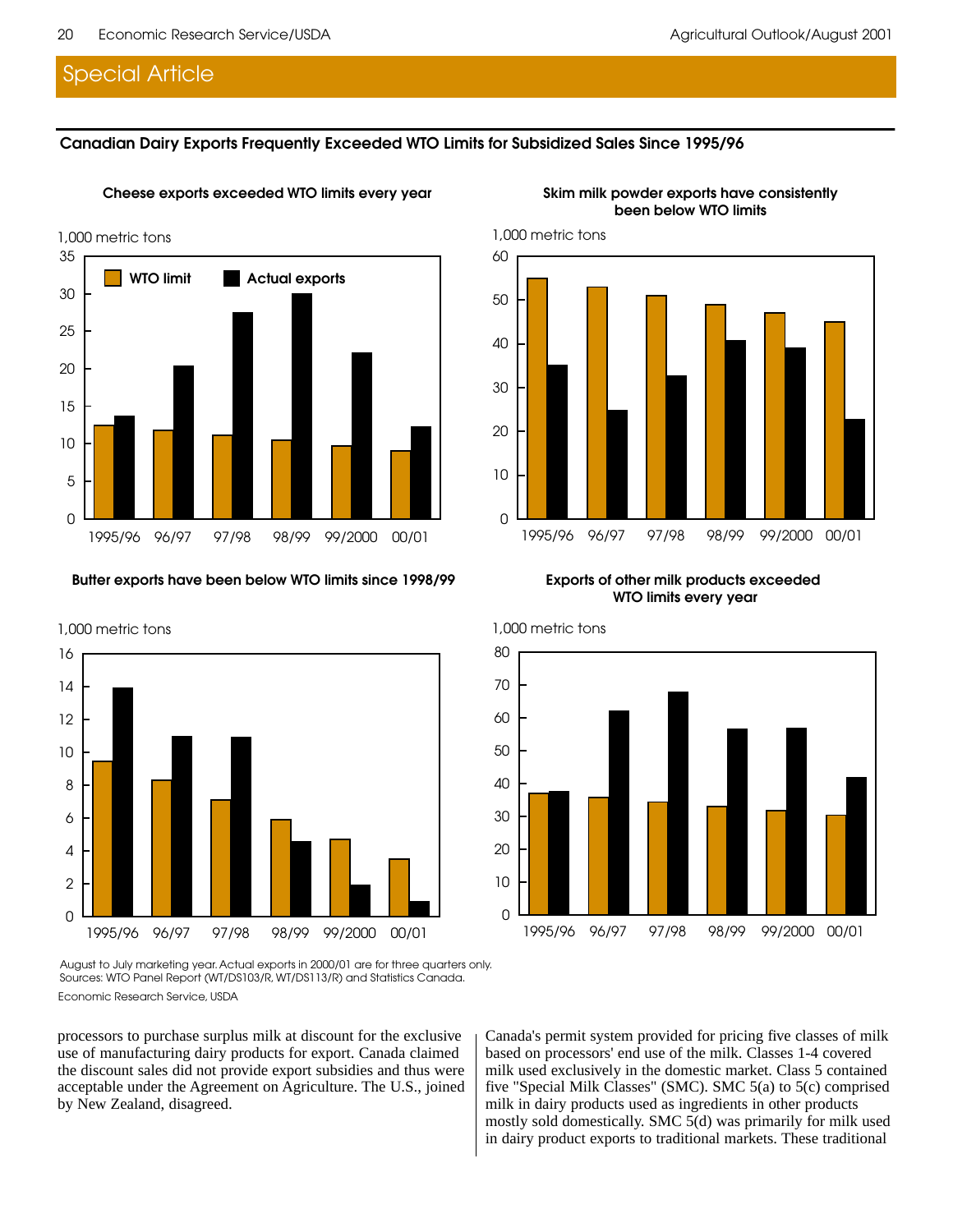## Special Article

**Canadian Dairy Exports Frequently Exceeded WTO Limits for Subsidized Sales Since 1995/96**

**Cheese exports exceeded WTO limits every year**

**Skim milk powder exports have consistently been below WTO limits**

**Butter exports have been below WTO limits since 1998/99**

**Exports of other milk products exceeded WTO limits every year**

August to July marketing year. Actual exports in 2000/01 are for three quarters only.
Sources: WTO Panel Report (WT/DS103/R, WT/DS113/R) and Statistics Canada.

Economic Research Service, USDA

processors to purchase surplus milk at discount for the exclusive use of manufacturing dairy products for export. Canada claimed the discount sales did not provide export subsidies and thus were acceptable under the Agreement on Agriculture. The U.S., joined by New Zealand, disagreed.

Canada's permit system provided for pricing five classes of milk based on processors' end use of the milk. Classes 1-4 covered milk used exclusively in the domestic market. Class 5 contained five "Special Milk Classes" (SMC). SMC 5(a) to 5(c) comprised milk in dairy products used as ingredients in other products mostly sold domestically. SMC 5(d) was primarily for milk used in dairy product exports to traditional markets. These traditional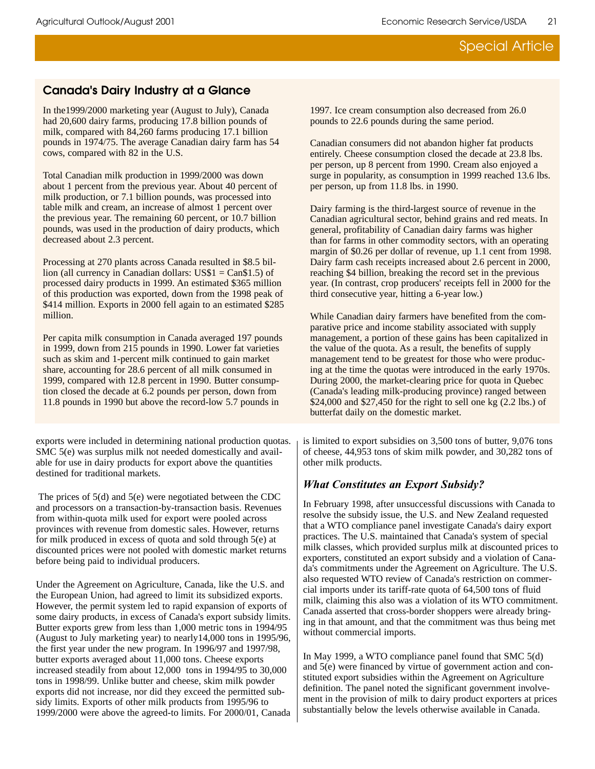## Canada's Dairy Industry at a Glance

In the1999/2000 marketing year (August to July), Canada had 20,600 dairy farms, producing 17.8 billion pounds of milk, compared with 84,260 farms producing 17.1 billion pounds in 1974/75. The average Canadian dairy farm has 54 cows, compared with 82 in the U.S.

Total Canadian milk production in 1999/2000 was down about 1 percent from the previous year. About 40 percent of milk production, or 7.1 billion pounds, was processed into table milk and cream, an increase of almost 1 percent over the previous year. The remaining 60 percent, or 10.7 billion pounds, was used in the production of dairy products, which decreased about 2.3 percent.

Processing at 270 plants across Canada resulted in $8.5 billion (all currency in Canadian dollars: US$1 = Can$1.5) of processed dairy products in 1999. An estimated $365 million of this production was exported, down from the 1998 peak of $414 million. Exports in 2000 fell again to an estimated $285 million.

Per capita milk consumption in Canada averaged 197 pounds in 1999, down from 215 pounds in 1990. Lower fat varieties such as skim and 1-percent milk continued to gain market share, accounting for 28.6 percent of all milk consumed in 1999, compared with 12.8 percent in 1990. Butter consumption closed the decade at 6.2 pounds per person, down from 11.8 pounds in 1990 but above the record-low 5.7 pounds in 1997. Ice cream consumption also decreased from 26.0 pounds to 22.6 pounds during the same period.

Canadian consumers did not abandon higher fat products entirely. Cheese consumption closed the decade at 23.8 lbs. per person, up 8 percent from 1990. Cream also enjoyed a surge in popularity, as consumption in 1999 reached 13.6 lbs. per person, up from 11.8 lbs. in 1990.

Dairy farming is the third-largest source of revenue in the Canadian agricultural sector, behind grains and red meats. In general, profitability of Canadian dairy farms was higher than for farms in other commodity sectors, with an operating margin of $0.26 per dollar of revenue, up 1.1 cent from 1998. Dairy farm cash receipts increased about 2.6 percent in 2000, reaching $4 billion, breaking the record set in the previous year. (In contrast, crop producers' receipts fell in 2000 for the third consecutive year, hitting a 6-year low.)

While Canadian dairy farmers have benefited from the comparative price and income stability associated with supply management, a portion of these gains has been capitalized in the value of the quota. As a result, the benefits of supply management tend to be greatest for those who were producing at the time the quotas were introduced in the early 1970s. During 2000, the market-clearing price for quota in Quebec (Canada's leading milk-producing province) ranged between $24,000 and $27,450 for the right to sell one kg (2.2 lbs.) of butterfat daily on the domestic market.

exports were included in determining national production quotas. SMC 5(e) was surplus milk not needed domestically and available for use in dairy products for export above the quantities destined for traditional markets.

The prices of 5(d) and 5(e) were negotiated between the CDC and processors on a transaction-by-transaction basis. Revenues from within-quota milk used for export were pooled across provinces with revenue from domestic sales. However, returns for milk produced in excess of quota and sold through 5(e) at discounted prices were not pooled with domestic market returns before being paid to individual producers.

Under the Agreement on Agriculture, Canada, like the U.S. and the European Union, had agreed to limit its subsidized exports. However, the permit system led to rapid expansion of exports of some dairy products, in excess of Canada's export subsidy limits. Butter exports grew from less than 1,000 metric tons in 1994/95 (August to July marketing year) to nearly14,000 tons in 1995/96, the first year under the new program. In 1996/97 and 1997/98, butter exports averaged about 11,000 tons. Cheese exports increased steadily from about 12,000 tons in 1994/95 to 30,000 tons in 1998/99. Unlike butter and cheese, skim milk powder exports did not increase, nor did they exceed the permitted subsidy limits. Exports of other milk products from 1995/96 to 1999/2000 were above the agreed-to limits. For 2000/01, Canada is limited to export subsidies on 3,500 tons of butter, 9,076 tons of cheese, 44,953 tons of skim milk powder, and 30,282 tons of other milk products.

### *What Constitutes an Export Subsidy?*

In February 1998, after unsuccessful discussions with Canada to resolve the subsidy issue, the U.S. and New Zealand requested that a WTO compliance panel investigate Canada's dairy export practices. The U.S. maintained that Canada's system of special milk classes, which provided surplus milk at discounted prices to exporters, constituted an export subsidy and a violation of Canada's commitments under the Agreement on Agriculture. The U.S. also requested WTO review of Canada's restriction on commercial imports under its tariff-rate quota of 64,500 tons of fluid milk, claiming this also was a violation of its WTO commitment. Canada asserted that cross-border shoppers were already bringing in that amount, and that the commitment was thus being met without commercial imports.

In May 1999, a WTO compliance panel found that SMC 5(d) and 5(e) were financed by virtue of government action and constituted export subsidies within the Agreement on Agriculture definition. The panel noted the significant government involvement in the provision of milk to dairy product exporters at prices substantially below the levels otherwise available in Canada.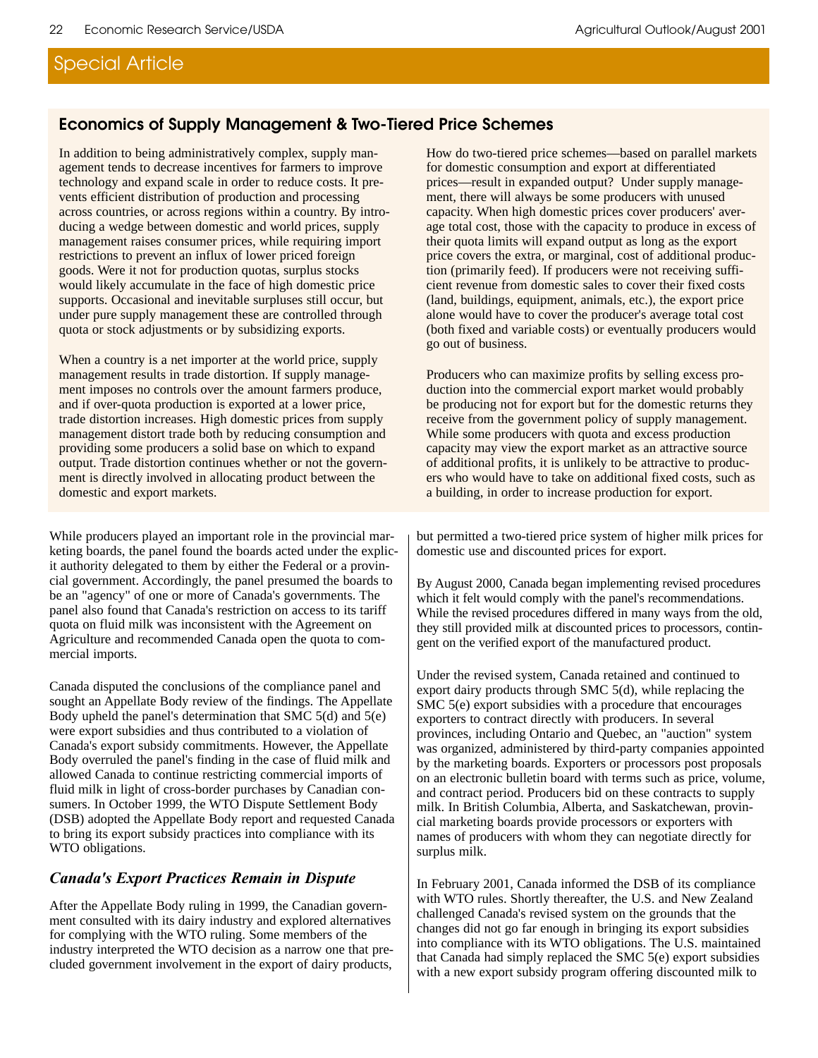## Special Article

### Economics of Supply Management & Two-Tiered Price Schemes

In addition to being administratively complex, supply management tends to decrease incentives for farmers to improve technology and expand scale in order to reduce costs. It prevents efficient distribution of production and processing across countries, or across regions within a country. By introducing a wedge between domestic and world prices, supply management raises consumer prices, while requiring import restrictions to prevent an influx of lower priced foreign goods. Were it not for production quotas, surplus stocks would likely accumulate in the face of high domestic price supports. Occasional and inevitable surpluses still occur, but under pure supply management these are controlled through quota or stock adjustments or by subsidizing exports.

When a country is a net importer at the world price, supply management results in trade distortion. If supply management imposes no controls over the amount farmers produce, and if over-quota production is exported at a lower price, trade distortion increases. High domestic prices from supply management distort trade both by reducing consumption and providing some producers a solid base on which to expand output. Trade distortion continues whether or not the government is directly involved in allocating product between the domestic and export markets.

How do two-tiered price schemes—based on parallel markets for domestic consumption and export at differentiated prices—result in expanded output? Under supply management, there will always be some producers with unused capacity. When high domestic prices cover producers' average total cost, those with the capacity to produce in excess of their quota limits will expand output as long as the export price covers the extra, or marginal, cost of additional production (primarily feed). If producers were not receiving sufficient revenue from domestic sales to cover their fixed costs (land, buildings, equipment, animals, etc.), the export price alone would have to cover the producer's average total cost (both fixed and variable costs) or eventually producers would go out of business.

Producers who can maximize profits by selling excess production into the commercial export market would probably be producing not for export but for the domestic returns they receive from the government policy of supply management. While some producers with quota and excess production capacity may view the export market as an attractive source of additional profits, it is unlikely to be attractive to producers who would have to take on additional fixed costs, such as a building, in order to increase production for export.

---

While producers played an important role in the provincial marketing boards, the panel found the boards acted under the explicit authority delegated to them by either the Federal or a provincial government. Accordingly, the panel presumed the boards to be an "agency" of one or more of Canada's governments. The panel also found that Canada's restriction on access to its tariff quota on fluid milk was inconsistent with the Agreement on Agriculture and recommended Canada open the quota to commercial imports.

Canada disputed the conclusions of the compliance panel and sought an Appellate Body review of the findings. The Appellate Body upheld the panel's determination that SMC 5(d) and 5(e) were export subsidies and thus contributed to a violation of Canada's export subsidy commitments. However, the Appellate Body overruled the panel's finding in the case of fluid milk and allowed Canada to continue restricting commercial imports of fluid milk in light of cross-border purchases by Canadian consumers. In October 1999, the WTO Dispute Settlement Body (DSB) adopted the Appellate Body report and requested Canada to bring its export subsidy practices into compliance with its WTO obligations.

### *Canada's Export Practices Remain in Dispute*

After the Appellate Body ruling in 1999, the Canadian government consulted with its dairy industry and explored alternatives for complying with the WTO ruling. Some members of the industry interpreted the WTO decision as a narrow one that precluded government involvement in the export of dairy products, but permitted a two-tiered price system of higher milk prices for domestic use and discounted prices for export.

By August 2000, Canada began implementing revised procedures which it felt would comply with the panel's recommendations. While the revised procedures differed in many ways from the old, they still provided milk at discounted prices to processors, contingent on the verified export of the manufactured product.

Under the revised system, Canada retained and continued to export dairy products through SMC 5(d), while replacing the SMC 5(e) export subsidies with a procedure that encourages exporters to contract directly with producers. In several provinces, including Ontario and Quebec, an "auction" system was organized, administered by third-party companies appointed by the marketing boards. Exporters or processors post proposals on an electronic bulletin board with terms such as price, volume, and contract period. Producers bid on these contracts to supply milk. In British Columbia, Alberta, and Saskatchewan, provincial marketing boards provide processors or exporters with names of producers with whom they can negotiate directly for surplus milk.

In February 2001, Canada informed the DSB of its compliance with WTO rules. Shortly thereafter, the U.S. and New Zealand challenged Canada's revised system on the grounds that the changes did not go far enough in bringing its export subsidies into compliance with its WTO obligations. The U.S. maintained that Canada had simply replaced the SMC 5(e) export subsidies with a new export subsidy program offering discounted milk to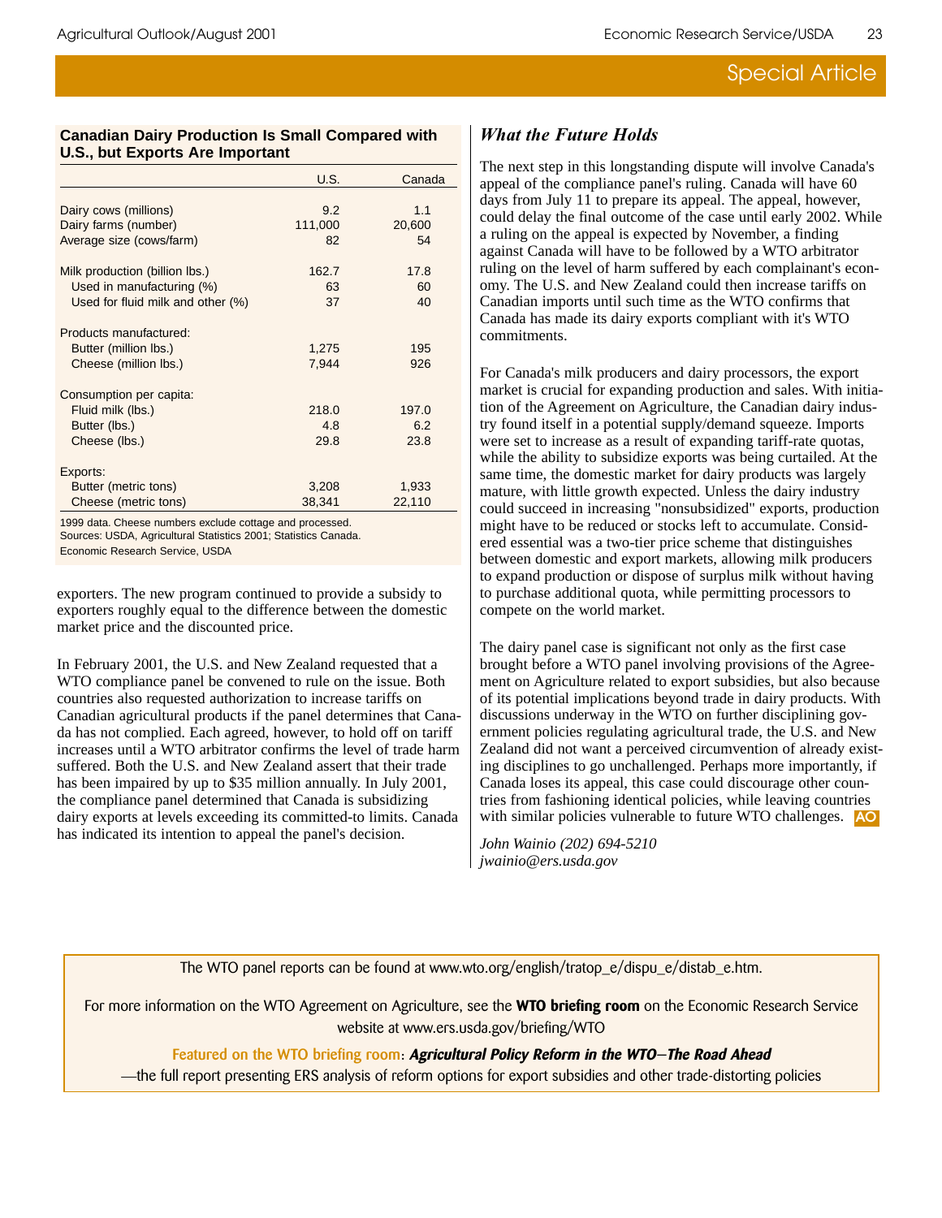**Canadian Dairy Production Is Small Compared with U.S., but Exports Are Important**

| | U.S. | Canada |
|---|---|---|
| Dairy cows (millions) | 9.2 | 1.1 |
| Dairy farms (number) | 111,000 | 20,600 |
| Average size (cows/farm) | 82 | 54 |
| Milk production (billion lbs.) | 162.7 | 17.8 |
| Used in manufacturing (%) | 63 | 60 |
| Used for fluid milk and other (%) | 37 | 40 |
| Products manufactured: | | |
| Butter (million lbs.) | 1,275 | 195 |
| Cheese (million lbs.) | 7,944 | 926 |
| Consumption per capita: | | |
| Fluid milk (lbs.) | 218.0 | 197.0 |
| Butter (lbs.) | 4.8 | 6.2 |
| Cheese (lbs.) | 29.8 | 23.8 |
| Exports: | | |
| Butter (metric tons) | 3,208 | 1,933 |
| Cheese (metric tons) | 38,341 | 22,110 |

1999 data. Cheese numbers exclude cottage and processed.
Sources: USDA, Agricultural Statistics 2001; Statistics Canada.
Economic Research Service, USDA

exporters. The new program continued to provide a subsidy to exporters roughly equal to the difference between the domestic market price and the discounted price.

In February 2001, the U.S. and New Zealand requested that a WTO compliance panel be convened to rule on the issue. Both countries also requested authorization to increase tariffs on Canadian agricultural products if the panel determines that Canada has not complied. Each agreed, however, to hold off on tariff increases until a WTO arbitrator confirms the level of trade harm suffered. Both the U.S. and New Zealand assert that their trade has been impaired by up to $35 million annually. In July 2001, the compliance panel determined that Canada is subsidizing dairy exports at levels exceeding its committed-to limits. Canada has indicated its intention to appeal the panel's decision.

### *What the Future Holds*

The next step in this longstanding dispute will involve Canada's appeal of the compliance panel's ruling. Canada will have 60 days from July 11 to prepare its appeal. The appeal, however, could delay the final outcome of the case until early 2002. While a ruling on the appeal is expected by November, a finding against Canada will have to be followed by a WTO arbitrator ruling on the level of harm suffered by each complainant's economy. The U.S. and New Zealand could then increase tariffs on Canadian imports until such time as the WTO confirms that Canada has made its dairy exports compliant with it's WTO commitments.

For Canada's milk producers and dairy processors, the export market is crucial for expanding production and sales. With initiation of the Agreement on Agriculture, the Canadian dairy industry found itself in a potential supply/demand squeeze. Imports were set to increase as a result of expanding tariff-rate quotas, while the ability to subsidize exports was being curtailed. At the same time, the domestic market for dairy products was largely mature, with little growth expected. Unless the dairy industry could succeed in increasing "nonsubsidized" exports, production might have to be reduced or stocks left to accumulate. Considered essential was a two-tier price scheme that distinguishes between domestic and export markets, allowing milk producers to expand production or dispose of surplus milk without having to purchase additional quota, while permitting processors to compete on the world market.

The dairy panel case is significant not only as the first case brought before a WTO panel involving provisions of the Agreement on Agriculture related to export subsidies, but also because of its potential implications beyond trade in dairy products. With discussions underway in the WTO on further disciplining government policies regulating agricultural trade, the U.S. and New Zealand did not want a perceived circumvention of already existing disciplines to go unchallenged. Perhaps more importantly, if Canada loses its appeal, this case could discourage other countries from fashioning identical policies, while leaving countries with similar policies vulnerable to future WTO challenges. **AO**

*John Wainio (202) 694-5210*
*jwainio@ers.usda.gov*

The WTO panel reports can be found at www.wto.org/english/tratop_e/dispu_e/distab_e.htm.

For more information on the WTO Agreement on Agriculture, see the **WTO briefing room** on the Economic Research Service website at www.ers.usda.gov/briefing/WTO

Featured on the WTO briefing room: ***Agricultural Policy Reform in the WTO—The Road Ahead***
—the full report presenting ERS analysis of reform options for export subsidies and other trade-distorting policies